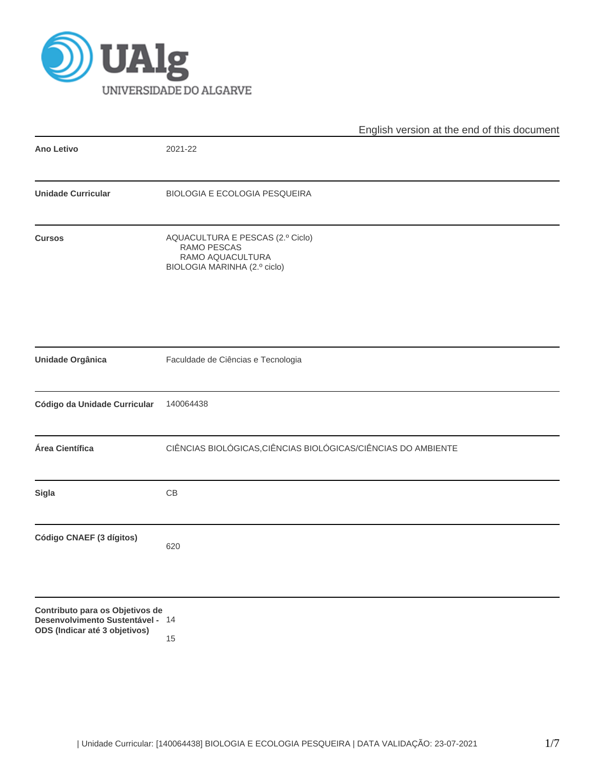UALG UNIVERSIDADE DO ALGARVE

English version at the end of this document

| | |
|---|---|
| **Ano Letivo** | 2021-22 |
| **Unidade Curricular** | BIOLOGIA E ECOLOGIA PESQUEIRA |
| **Cursos** | AQUACULTURA E PESCAS (2.º Ciclo)<br>RAMO PESCAS<br>RAMO AQUACULTURA<br>BIOLOGIA MARINHA (2.º ciclo) |
| **Unidade Orgânica** | Faculdade de Ciências e Tecnologia |
| **Código da Unidade Curricular** | 140064438 |
| **Área Científica** | CIÊNCIAS BIOLÓGICAS,CIÊNCIAS BIOLÓGICAS/CIÊNCIAS DO AMBIENTE |
| **Sigla** | CB |
| **Código CNAEF (3 dígitos)** | 620 |
| **Contributo para os Objetivos de Desenvolvimento Sustentável - ODS (Indicar até 3 objetivos)** | 14<br>15 |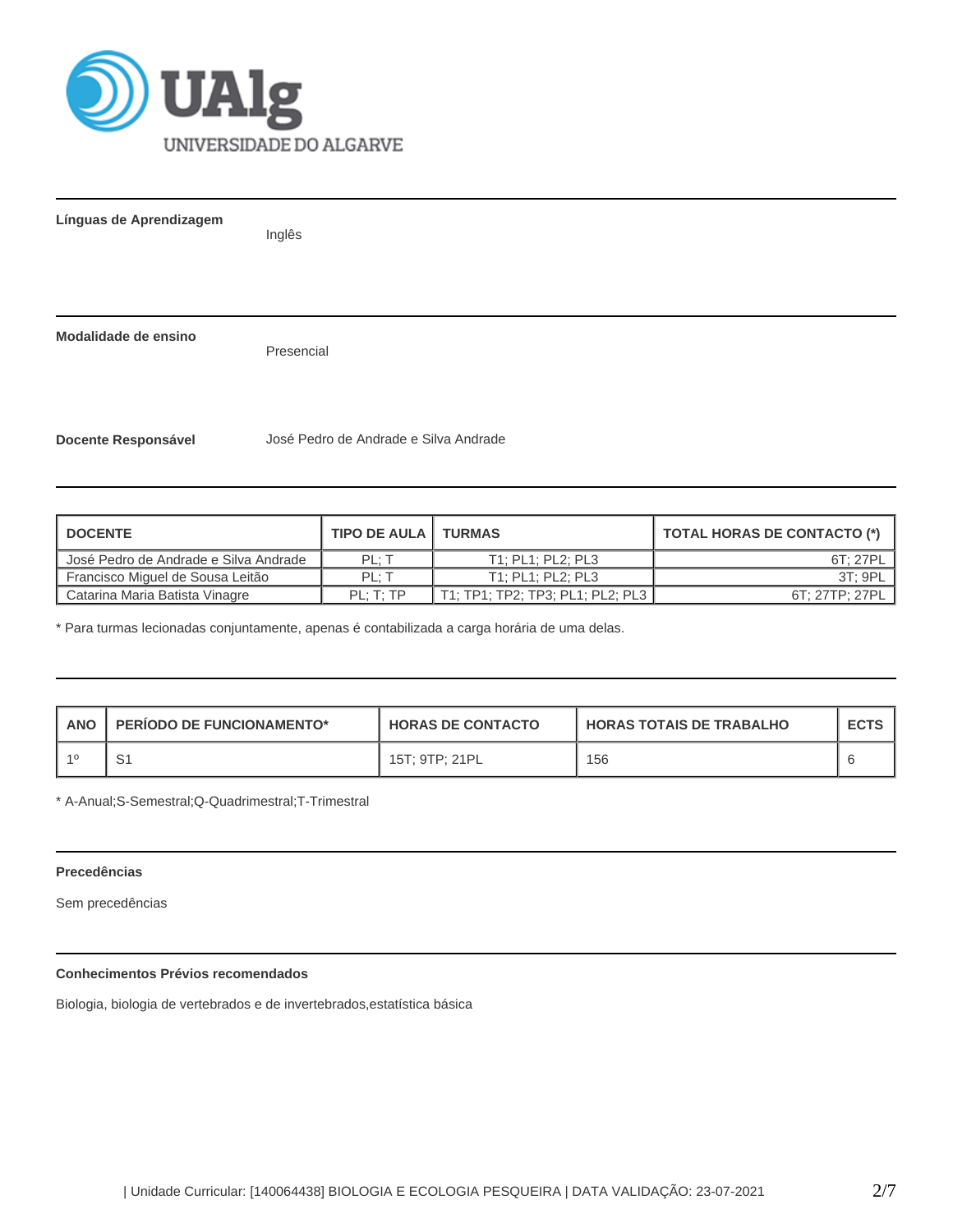**Línguas de Aprendizagem**

Inglês

**Modalidade de ensino**

Presencial

**Docente Responsável**

José Pedro de Andrade e Silva Andrade

| DOCENTE | TIPO DE AULA | TURMAS | TOTAL HORAS DE CONTACTO (*) |
|---|---|---|---|
| José Pedro de Andrade e Silva Andrade | PL; T | T1; PL1; PL2; PL3 | 6T; 27PL |
| Francisco Miguel de Sousa Leitão | PL; T | T1; PL1; PL2; PL3 | 3T; 9PL |
| Catarina Maria Batista Vinagre | PL; T; TP | T1; TP1; TP2; TP3; PL1; PL2; PL3 | 6T; 27TP; 27PL |

* Para turmas lecionadas conjuntamente, apenas é contabilizada a carga horária de uma delas.

| ANO | PERÍODO DE FUNCIONAMENTO* | HORAS DE CONTACTO | HORAS TOTAIS DE TRABALHO | ECTS |
|---|---|---|---|---|
| 1º | S1 | 15T; 9TP; 21PL | 156 | 6 |

* A-Anual;S-Semestral;Q-Quadrimestral;T-Trimestral

**Precedências**

Sem precedências

**Conhecimentos Prévios recomendados**

Biologia, biologia de vertebrados e de invertebrados,estatística básica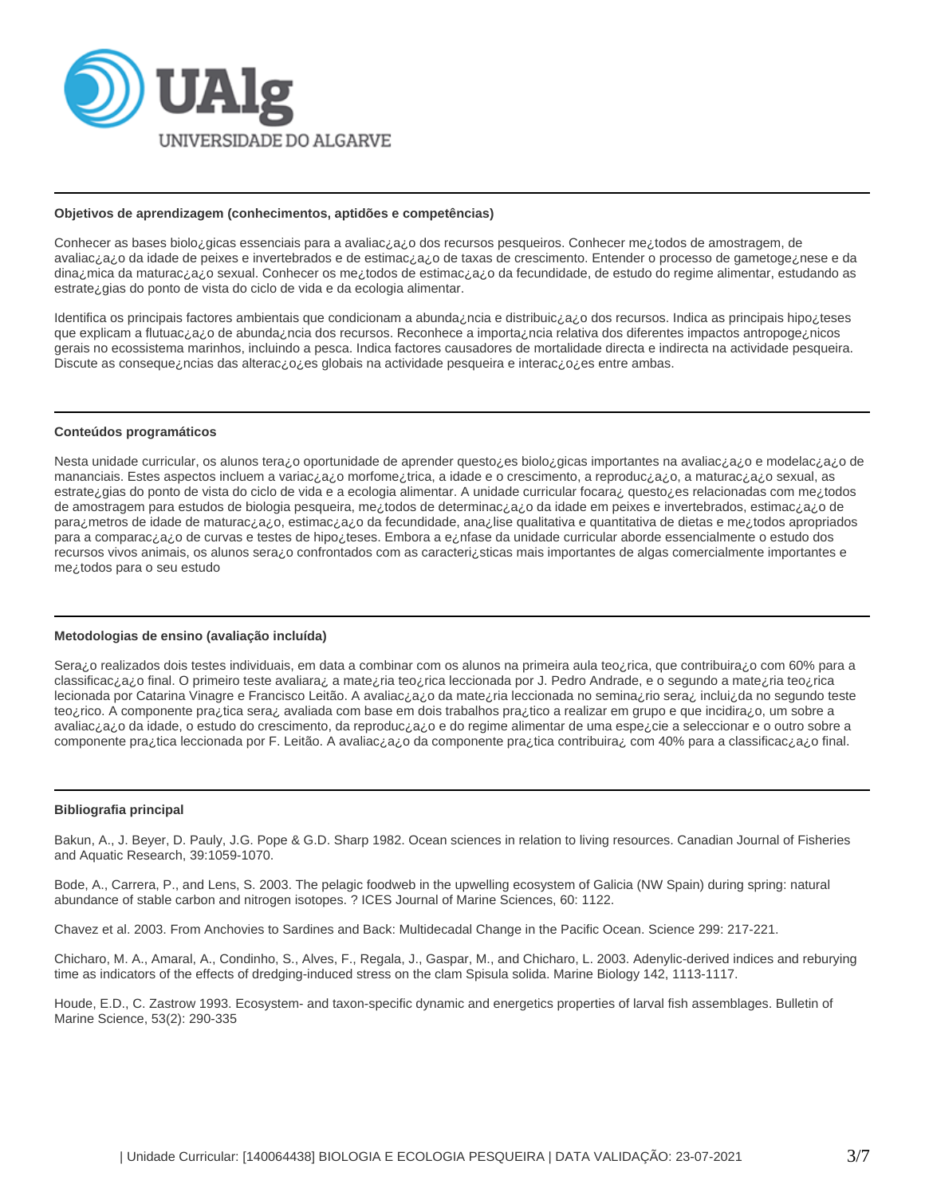## Objetivos de aprendizagem (conhecimentos, aptidões e competências)

Conhecer as bases biolo¿gicas essenciais para a avaliac¿a¿o dos recursos pesqueiros. Conhecer me¿todos de amostragem, de avaliac¿a¿o da idade de peixes e invertebrados e de estimac¿a¿o de taxas de crescimento. Entender o processo de gametoge¿nese e da dina¿mica da maturac¿a¿o sexual. Conhecer os me¿todos de estimac¿a¿o da fecundidade, de estudo do regime alimentar, estudando as estrate¿gias do ponto de vista do ciclo de vida e da ecologia alimentar.

Identifica os principais factores ambientais que condicionam a abunda¿ncia e distribuic¿a¿o dos recursos. Indica as principais hipo¿teses que explicam a flutuac¿a¿o de abunda¿ncia dos recursos. Reconhece a importa¿ncia relativa dos diferentes impactos antropoge¿nicos gerais no ecossistema marinhos, incluindo a pesca. Indica factores causadores de mortalidade directa e indirecta na actividade pesqueira. Discute as conseque¿ncias das alterac¿o¿es globais na actividade pesqueira e interac¿o¿es entre ambas.

## Conteúdos programáticos

Nesta unidade curricular, os alunos tera¿o oportunidade de aprender questo¿es biolo¿gicas importantes na avaliac¿a¿o e modelac¿a¿o de mananciais. Estes aspectos incluem a variac¿a¿o morfome¿trica, a idade e o crescimento, a reproduc¿a¿o, a maturac¿a¿o sexual, as estrate¿gias do ponto de vista do ciclo de vida e a ecologia alimentar. A unidade curricular focara¿ questo¿es relacionadas com me¿todos de amostragem para estudos de biologia pesqueira, me¿todos de determinac¿a¿o da idade em peixes e invertebrados, estimac¿a¿o de para¿metros de idade de maturac¿a¿o, estimac¿a¿o da fecundidade, ana¿lise qualitativa e quantitativa de dietas e me¿todos apropriados para a comparac¿a¿o de curvas e testes de hipo¿teses. Embora a e¿nfase da unidade curricular aborde essencialmente o estudo dos recursos vivos animais, os alunos sera¿o confrontados com as caracteri¿sticas mais importantes de algas comercialmente importantes e me¿todos para o seu estudo

## Metodologias de ensino (avaliação incluída)

Sera¿o realizados dois testes individuais, em data a combinar com os alunos na primeira aula teo¿rica, que contribuira¿o com 60% para a classificac¿a¿o final. O primeiro teste avaliara¿ a mate¿ria teo¿rica leccionada por J. Pedro Andrade, e o segundo a mate¿ria teo¿rica lecionada por Catarina Vinagre e Francisco Leitão. A avaliac¿a¿o da mate¿ria leccionada no semina¿rio sera¿ inclui¿da no segundo teste teo¿rico. A componente pra¿tica sera¿ avaliada com base em dois trabalhos pra¿tico a realizar em grupo e que incidira¿o, um sobre a avaliac¿a¿o da idade, o estudo do crescimento, da reproduc¿a¿o e do regime alimentar de uma espe¿cie a seleccionar e o outro sobre a componente pra¿tica leccionada por F. Leitão. A avaliac¿a¿o da componente pra¿tica contribuira¿ com 40% para a classificac¿a¿o final.

## Bibliografia principal

Bakun, A., J. Beyer, D. Pauly, J.G. Pope & G.D. Sharp 1982. Ocean sciences in relation to living resources. Canadian Journal of Fisheries and Aquatic Research, 39:1059-1070.

Bode, A., Carrera, P., and Lens, S. 2003. The pelagic foodweb in the upwelling ecosystem of Galicia (NW Spain) during spring: natural abundance of stable carbon and nitrogen isotopes. ? ICES Journal of Marine Sciences, 60: 1122.

Chavez et al. 2003. From Anchovies to Sardines and Back: Multidecadal Change in the Pacific Ocean. Science 299: 217-221.

Chicharo, M. A., Amaral, A., Condinho, S., Alves, F., Regala, J., Gaspar, M., and Chicharo, L. 2003. Adenylic-derived indices and reburying time as indicators of the effects of dredging-induced stress on the clam Spisula solida. Marine Biology 142, 1113-1117.

Houde, E.D., C. Zastrow 1993. Ecosystem- and taxon-specific dynamic and energetics properties of larval fish assemblages. Bulletin of Marine Science, 53(2): 290-335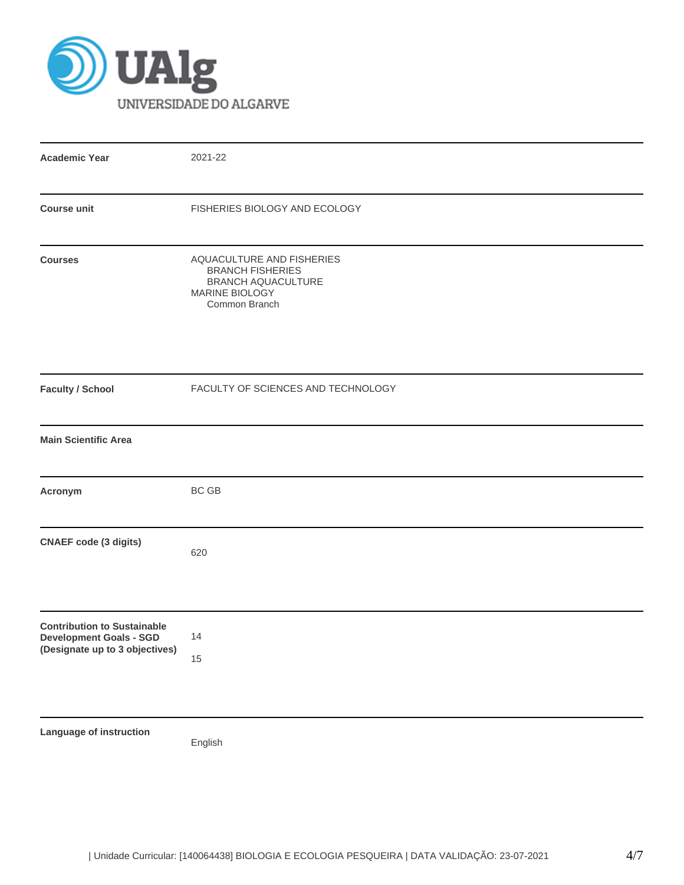UAlg
UNIVERSIDADE DO ALGARVE

| | |
|---|---|
| **Academic Year** | 2021-22 |
| **Course unit** | FISHERIES BIOLOGY AND ECOLOGY |
| **Courses** | AQUACULTURE AND FISHERIES<br>BRANCH FISHERIES<br>BRANCH AQUACULTURE<br>MARINE BIOLOGY<br>Common Branch |
| **Faculty / School** | FACULTY OF SCIENCES AND TECHNOLOGY |
| **Main Scientific Area** | |
| **Acronym** | BC GB |
| **CNAEF code (3 digits)** | 620 |
| **Contribution to Sustainable Development Goals - SGD (Designate up to 3 objectives)** | 14<br>15 |
| **Language of instruction** | English |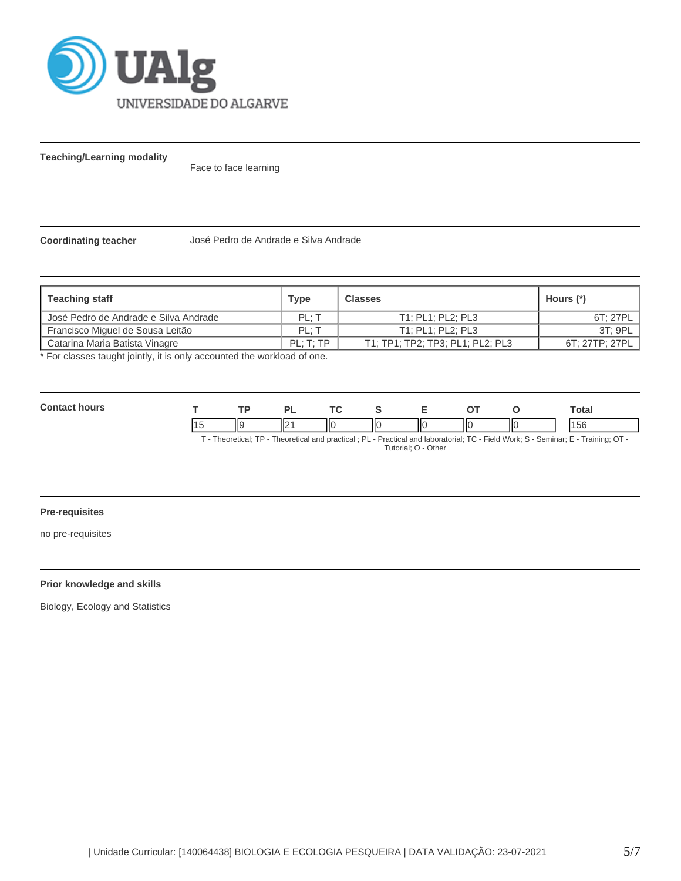**Teaching/Learning modality**

Face to face learning

**Coordinating teacher**

José Pedro de Andrade e Silva Andrade

| Teaching staff | Type | Classes | Hours (*) |
|---|---|---|---|
| José Pedro de Andrade e Silva Andrade | PL; T | T1; PL1; PL2; PL3 | 6T; 27PL |
| Francisco Miguel de Sousa Leitão | PL; T | T1; PL1; PL2; PL3 | 3T; 9PL |
| Catarina Maria Batista Vinagre | PL; T; TP | T1; TP1; TP2; TP3; PL1; PL2; PL3 | 6T; 27TP; 27PL |

* For classes taught jointly, it is only accounted the workload of one.

**Contact hours**

| T | TP | PL | TC | S | E | OT | O | Total |
|---|---|---|---|---|---|---|---|---|
| 15 | 9 | 21 | 0 | 0 | 0 | 0 | 0 | 156 |

T - Theoretical; TP - Theoretical and practical ; PL - Practical and laboratorial; TC - Field Work; S - Seminar; E - Training; OT - Tutorial; O - Other

**Pre-requisites**

no pre-requisites

**Prior knowledge and skills**

Biology, Ecology and Statistics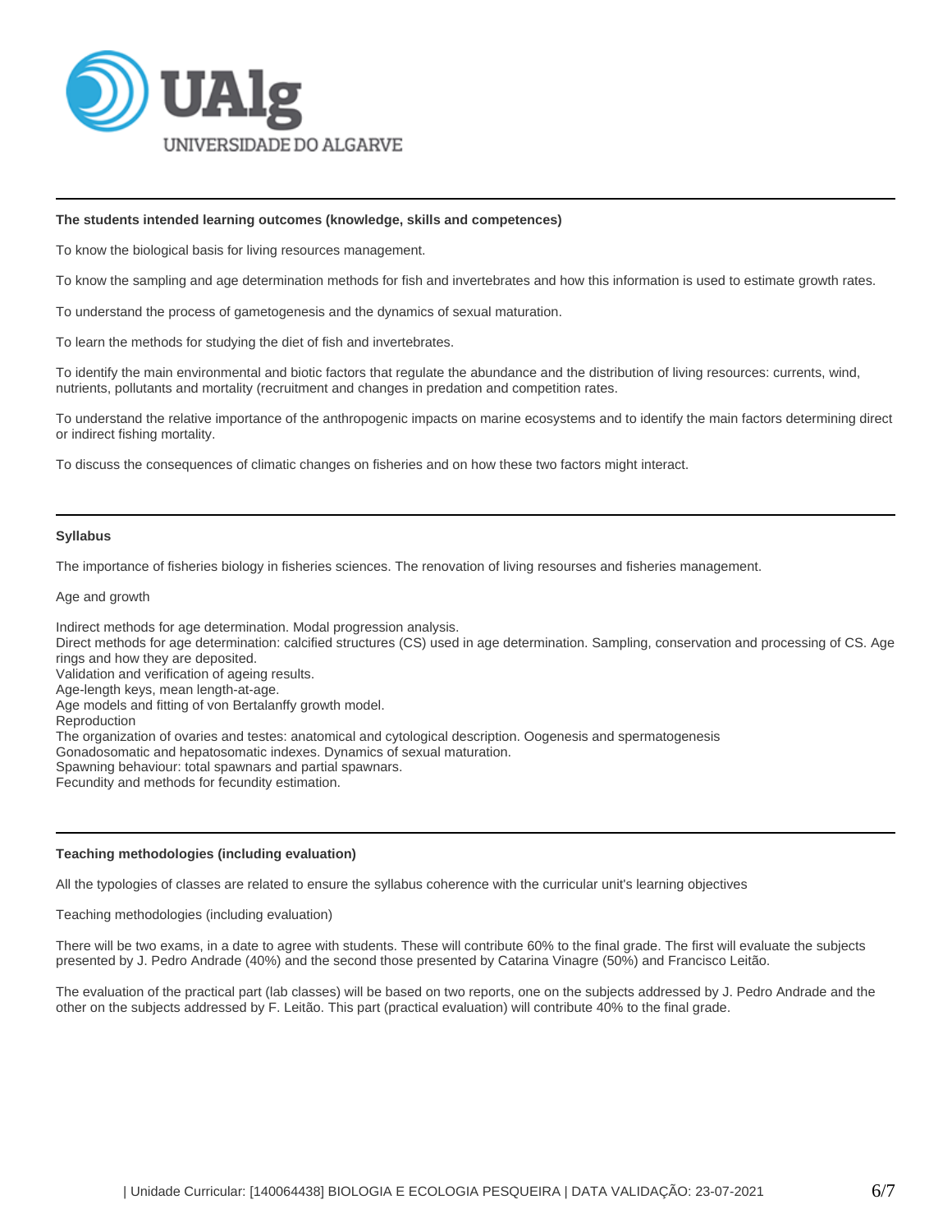**The students intended learning outcomes (knowledge, skills and competences)**

To know the biological basis for living resources management.

To know the sampling and age determination methods for fish and invertebrates and how this information is used to estimate growth rates.

To understand the process of gametogenesis and the dynamics of sexual maturation.

To learn the methods for studying the diet of fish and invertebrates.

To identify the main environmental and biotic factors that regulate the abundance and the distribution of living resources: currents, wind, nutrients, pollutants and mortality (recruitment and changes in predation and competition rates.

To understand the relative importance of the anthropogenic impacts on marine ecosystems and to identify the main factors determining direct or indirect fishing mortality.

To discuss the consequences of climatic changes on fisheries and on how these two factors might interact.

**Syllabus**

The importance of fisheries biology in fisheries sciences. The renovation of living resourses and fisheries management.

Age and growth

Indirect methods for age determination. Modal progression analysis.
Direct methods for age determination: calcified structures (CS) used in age determination. Sampling, conservation and processing of CS. Age rings and how they are deposited.
Validation and verification of ageing results.
Age-length keys, mean length-at-age.
Age models and fitting of von Bertalanffy growth model.
Reproduction
The organization of ovaries and testes: anatomical and cytological description. Oogenesis and spermatogenesis
Gonadosomatic and hepatosomatic indexes. Dynamics of sexual maturation.
Spawning behaviour: total spawnars and partial spawnars.
Fecundity and methods for fecundity estimation.

**Teaching methodologies (including evaluation)**

All the typologies of classes are related to ensure the syllabus coherence with the curricular unit's learning objectives

Teaching methodologies (including evaluation)

There will be two exams, in a date to agree with students. These will contribute 60% to the final grade. The first will evaluate the subjects presented by J. Pedro Andrade (40%) and the second those presented by Catarina Vinagre (50%) and Francisco Leitão.

The evaluation of the practical part (lab classes) will be based on two reports, one on the subjects addressed by J. Pedro Andrade and the other on the subjects addressed by F. Leitão. This part (practical evaluation) will contribute 40% to the final grade.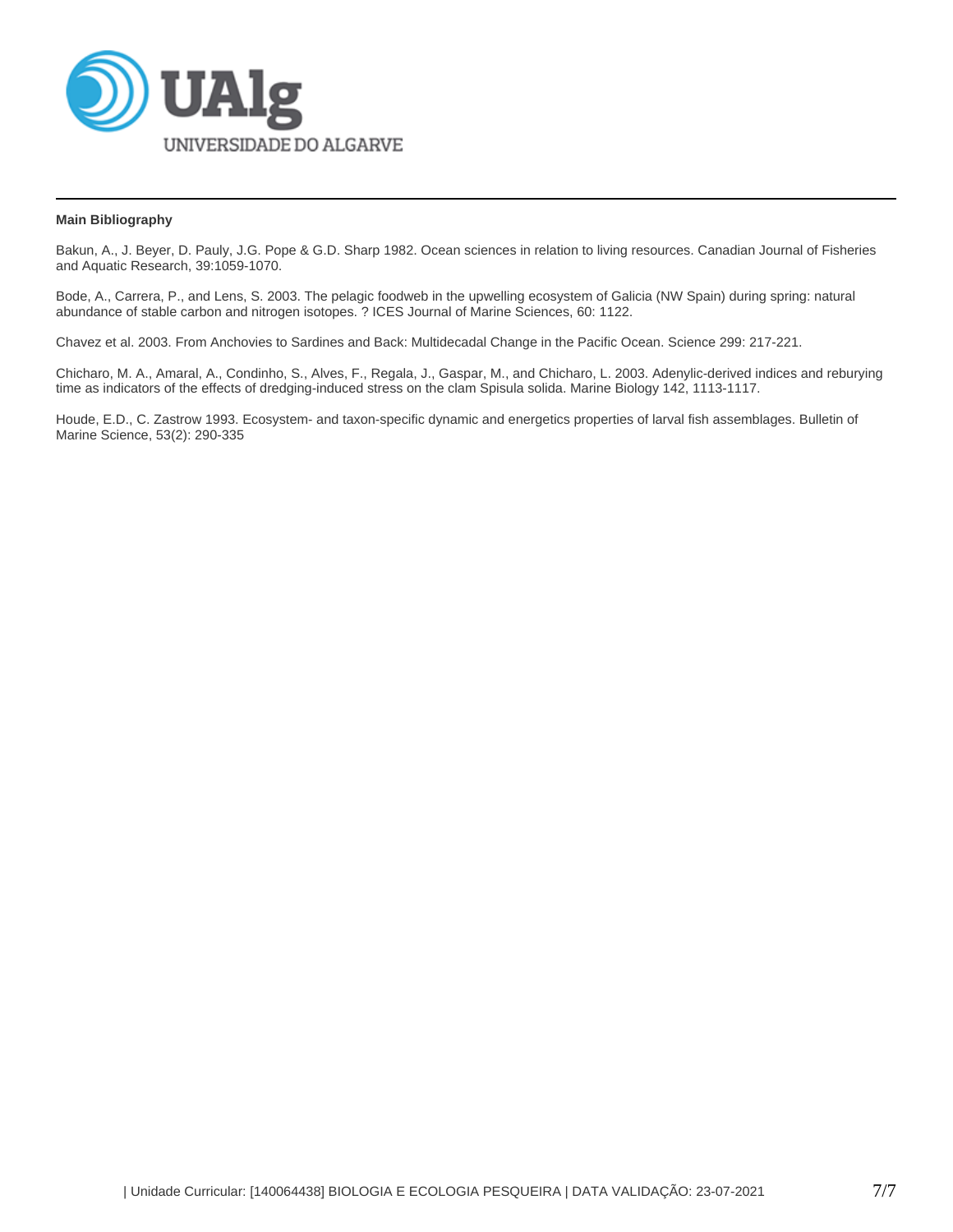**Main Bibliography**

Bakun, A., J. Beyer, D. Pauly, J.G. Pope & G.D. Sharp 1982. Ocean sciences in relation to living resources. Canadian Journal of Fisheries and Aquatic Research, 39:1059-1070.

Bode, A., Carrera, P., and Lens, S. 2003. The pelagic foodweb in the upwelling ecosystem of Galicia (NW Spain) during spring: natural abundance of stable carbon and nitrogen isotopes. ? ICES Journal of Marine Sciences, 60: 1122.

Chavez et al. 2003. From Anchovies to Sardines and Back: Multidecadal Change in the Pacific Ocean. Science 299: 217-221.

Chicharo, M. A., Amaral, A., Condinho, S., Alves, F., Regala, J., Gaspar, M., and Chicharo, L. 2003. Adenylic-derived indices and reburying time as indicators of the effects of dredging-induced stress on the clam Spisula solida. Marine Biology 142, 1113-1117.

Houde, E.D., C. Zastrow 1993. Ecosystem- and taxon-specific dynamic and energetics properties of larval fish assemblages. Bulletin of Marine Science, 53(2): 290-335